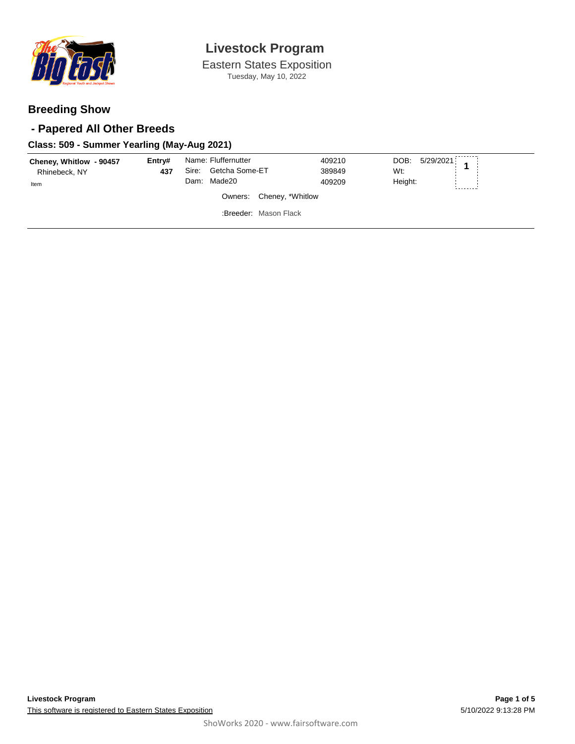# Livestock Program

Eastern States Exposition

Tuesday, May 10, 2022

## Breeding Show

## - Papered All Other Breeds

### Class: 509 - Summer Yearling (May-Aug 2021)

**Cheney, Whitlow - 90457**
Rhinebeck, NY
Item

**Entry# 437**

Name: Fluffernutter 409210
Sire: Getcha Some-ET 389849
Dam: Made20 409209

DOB: 5/29/2021
Wt:
Height:

**1**

Owners: Cheney, *Whitlow

:Breeder: Mason Flack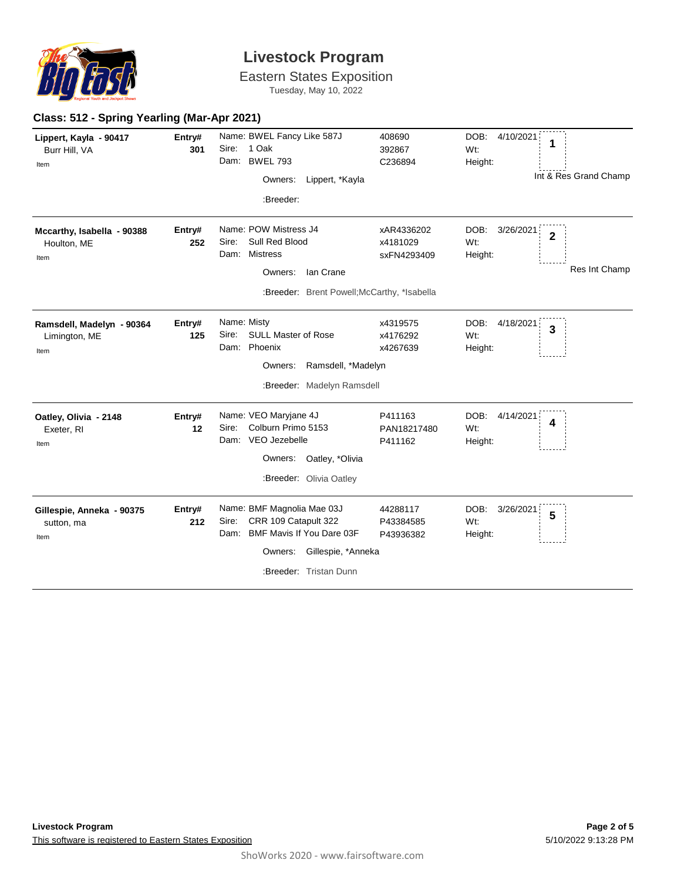# Livestock Program

Eastern States Exposition

Tuesday, May 10, 2022

## Class: 512 - Spring Yearling (Mar-Apr 2021)

| Exhibitor | Entry# | Animal | Reg. # | DOB / Wt / Height | Place |
|---|---|---|---|---|---|
| **Lippert, Kayla - 90417**<br>Burr Hill, VA<br>Item | **301** | Name: BWEL Fancy Like 587J<br>Sire: 1 Oak<br>Dam: BWEL 793<br>Owners: Lippert, *Kayla<br>:Breeder: | 408690<br>392867<br>C236894 | DOB: 4/10/2021<br>Wt:<br>Height: | **1**<br>Int & Res Grand Champ |
| **Mccarthy, Isabella - 90388**<br>Houlton, ME<br>Item | **252** | Name: POW Mistress J4<br>Sire: Sull Red Blood<br>Dam: Mistress<br>Owners: Ian Crane<br>:Breeder: Brent Powell;McCarthy, *Isabella | xAR4336202<br>x4181029<br>sxFN4293409 | DOB: 3/26/2021<br>Wt:<br>Height: | **2**<br>Res Int Champ |
| **Ramsdell, Madelyn - 90364**<br>Limington, ME<br>Item | **125** | Name: Misty<br>Sire: SULL Master of Rose<br>Dam: Phoenix<br>Owners: Ramsdell, *Madelyn<br>:Breeder: Madelyn Ramsdell | x4319575<br>x4176292<br>x4267639 | DOB: 4/18/2021<br>Wt:<br>Height: | **3** |
| **Oatley, Olivia - 2148**<br>Exeter, RI<br>Item | **12** | Name: VEO Maryjane 4J<br>Sire: Colburn Primo 5153<br>Dam: VEO Jezebelle<br>Owners: Oatley, *Olivia<br>:Breeder: Olivia Oatley | P411163<br>PAN18217480<br>P411162 | DOB: 4/14/2021<br>Wt:<br>Height: | **4** |
| **Gillespie, Anneka - 90375**<br>sutton, ma<br>Item | **212** | Name: BMF Magnolia Mae 03J<br>Sire: CRR 109 Catapult 322<br>Dam: BMF Mavis If You Dare 03F<br>Owners: Gillespie, *Anneka<br>:Breeder: Tristan Dunn | 44288117<br>P43384585<br>P43936382 | DOB: 3/26/2021<br>Wt:<br>Height: | **5** |

**Livestock Program**

This software is registered to Eastern States Exposition

5/10/2022 9:13:28 PM

ShoWorks 2020 - www.fairsoftware.com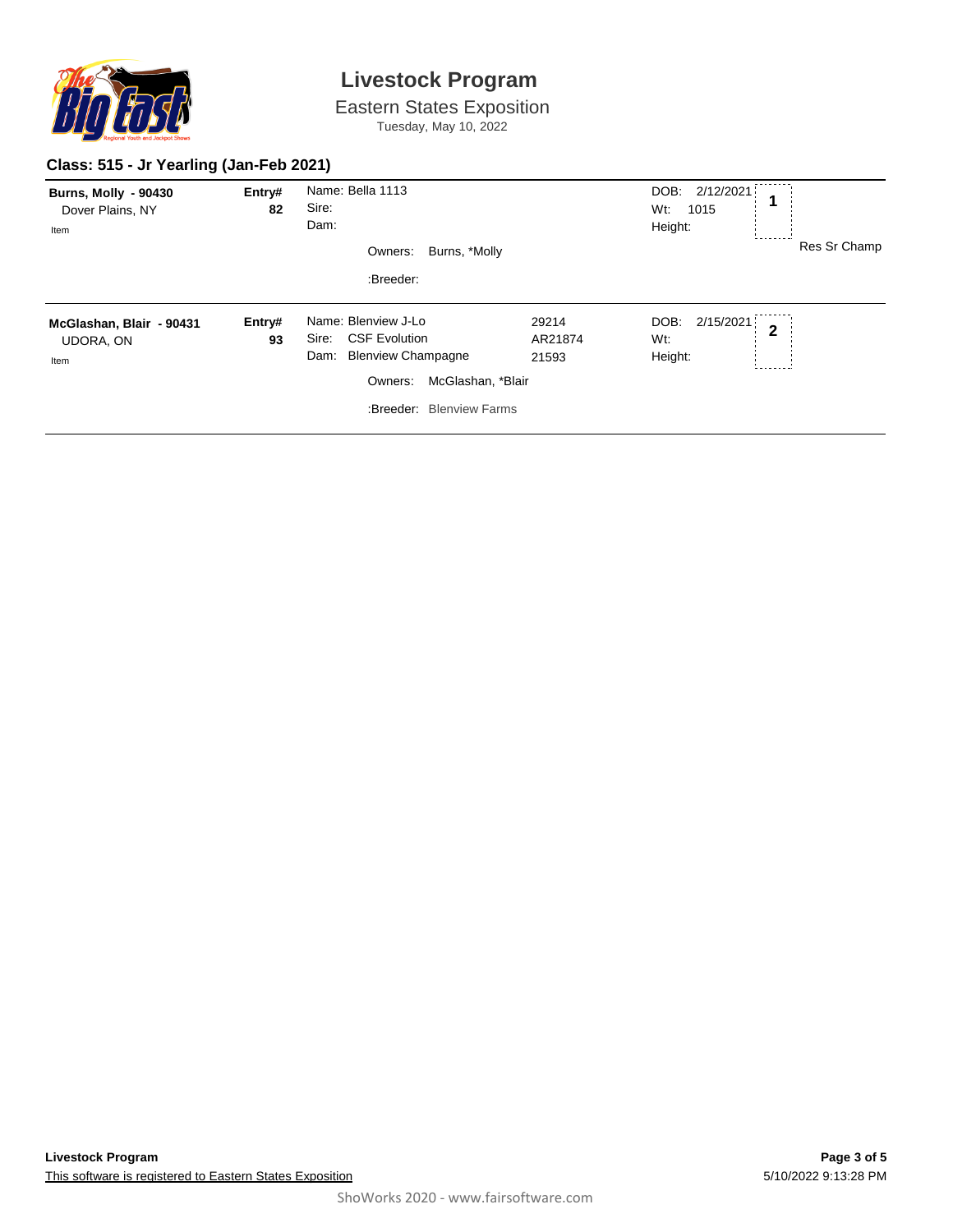# Livestock Program

Eastern States Exposition

Tuesday, May 10, 2022

## Class: 515 - Jr Yearling (Jan-Feb 2021)

**Burns, Molly - 90430**
Dover Plains, NY
Item

**Entry# 82**

Name: Bella 1113
Sire:
Dam:

Owners: Burns, *Molly

:Breeder:

DOB: 2/12/2021
Wt: 1015
Height:

**1**

Res Sr Champ

---

**McGlashan, Blair - 90431**
UDORA, ON
Item

**Entry# 93**

Name: Blenview J-Lo — 29214
Sire: CSF Evolution — AR21874
Dam: Blenview Champagne — 21593

Owners: McGlashan, *Blair

:Breeder: Blenview Farms

DOB: 2/15/2021
Wt:
Height:

**2**

---

**Livestock Program**

This software is registered to Eastern States Exposition

5/10/2022 9:13:28 PM

ShoWorks 2020 - www.fairsoftware.com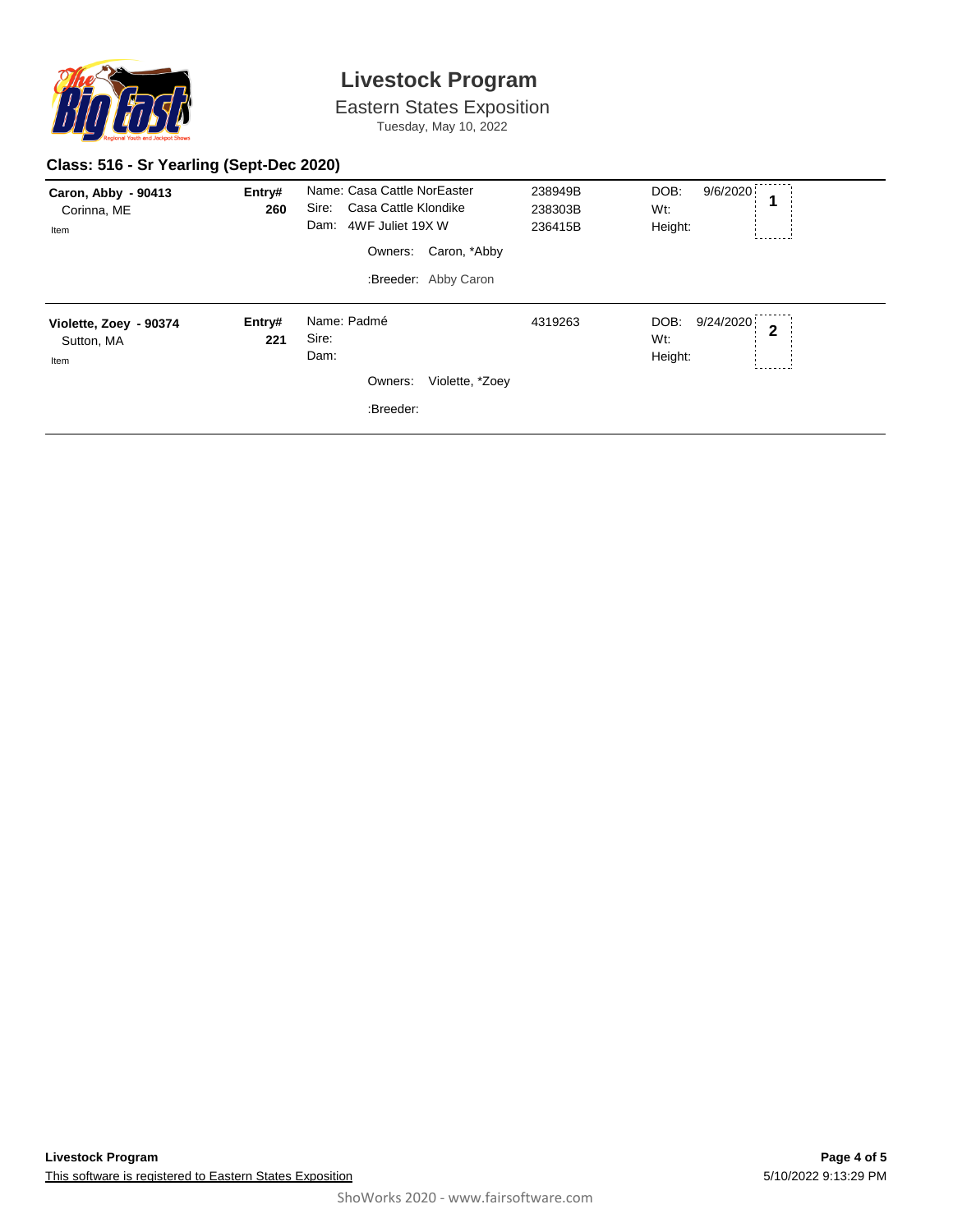# Livestock Program

Eastern States Exposition

Tuesday, May 10, 2022

## Class: 516 - Sr Yearling (Sept-Dec 2020)

| Exhibitor | Entry# | Animal | Reg # | Details | Place |
|---|---|---|---|---|---|
| **Caron, Abby - 90413**<br>Corinna, ME<br>Item | **260** | Name: Casa Cattle NorEaster<br>Sire: Casa Cattle Klondike<br>Dam: 4WF Juliet 19X W<br>Owners: Caron, *Abby<br>:Breeder: Abby Caron | 238949B<br>238303B<br>236415B | DOB: 9/6/2020<br>Wt:<br>Height: | **1** |
| **Violette, Zoey - 90374**<br>Sutton, MA<br>Item | **221** | Name: Padmé<br>Sire:<br>Dam:<br>Owners: Violette, *Zoey<br>:Breeder: | 4319263 | DOB: 9/24/2020<br>Wt:<br>Height: | **2** |

**Livestock Program**

This software is registered to Eastern States Exposition

5/10/2022 9:13:29 PM

ShoWorks 2020 - www.fairsoftware.com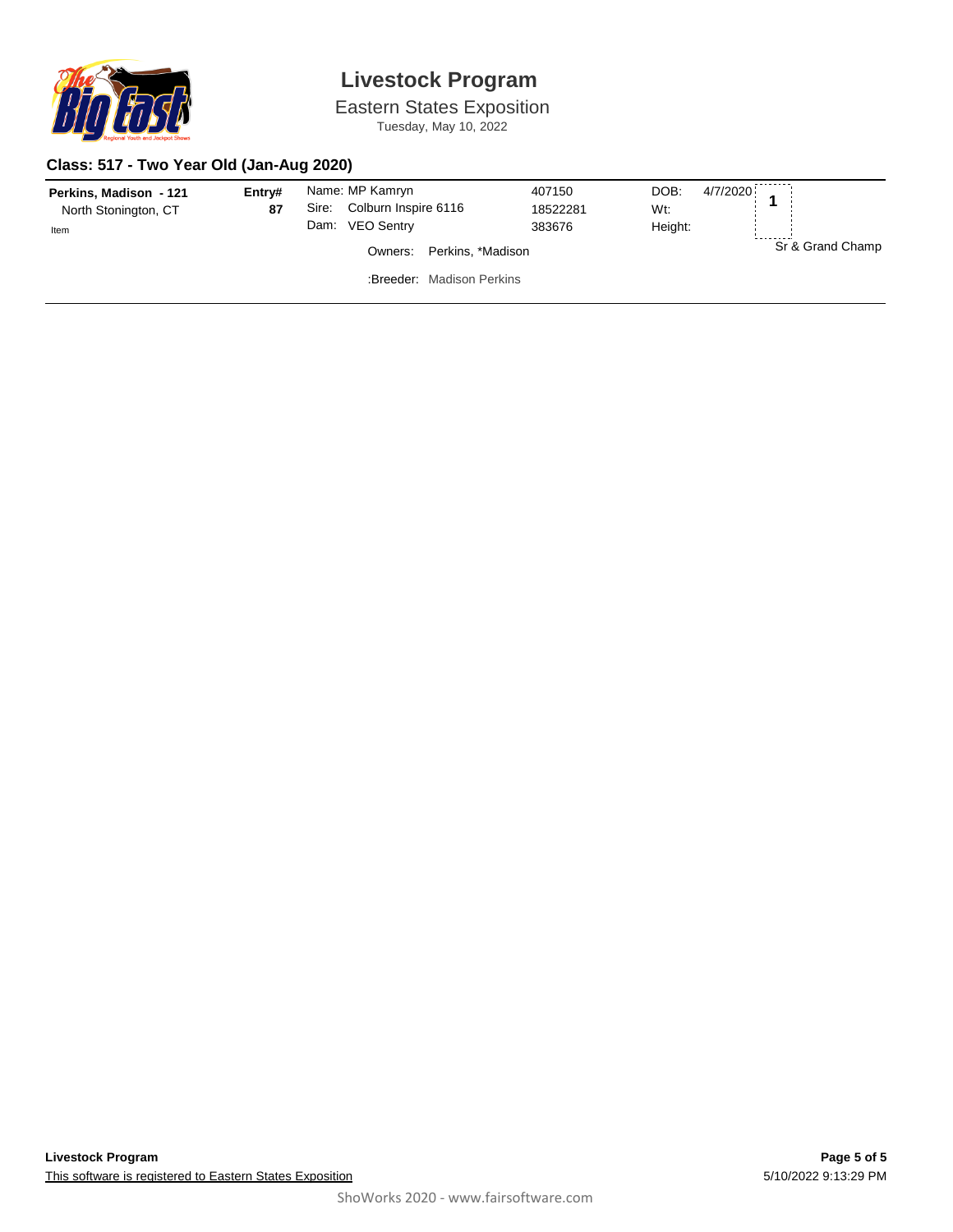# Livestock Program

Eastern States Exposition

Tuesday, May 10, 2022

## Class: 517 - Two Year Old (Jan-Aug 2020)

| | | | | | |
|---|---|---|---|---|---|
| **Perkins, Madison - 121**<br>North Stonington, CT<br>Item | **Entry#**<br>**87** | Name: MP Kamryn<br>Sire: Colburn Inspire 6116<br>Dam: VEO Sentry | 407150<br>18522281<br>383676 | DOB: 4/7/2020<br>Wt:<br>Height: | **1**<br>Sr & Grand Champ |

Owners: Perkins, *Madison

:Breeder: Madison Perkins

**Livestock Program**

This software is registered to Eastern States Exposition

5/10/2022 9:13:29 PM

ShoWorks 2020 - www.fairsoftware.com